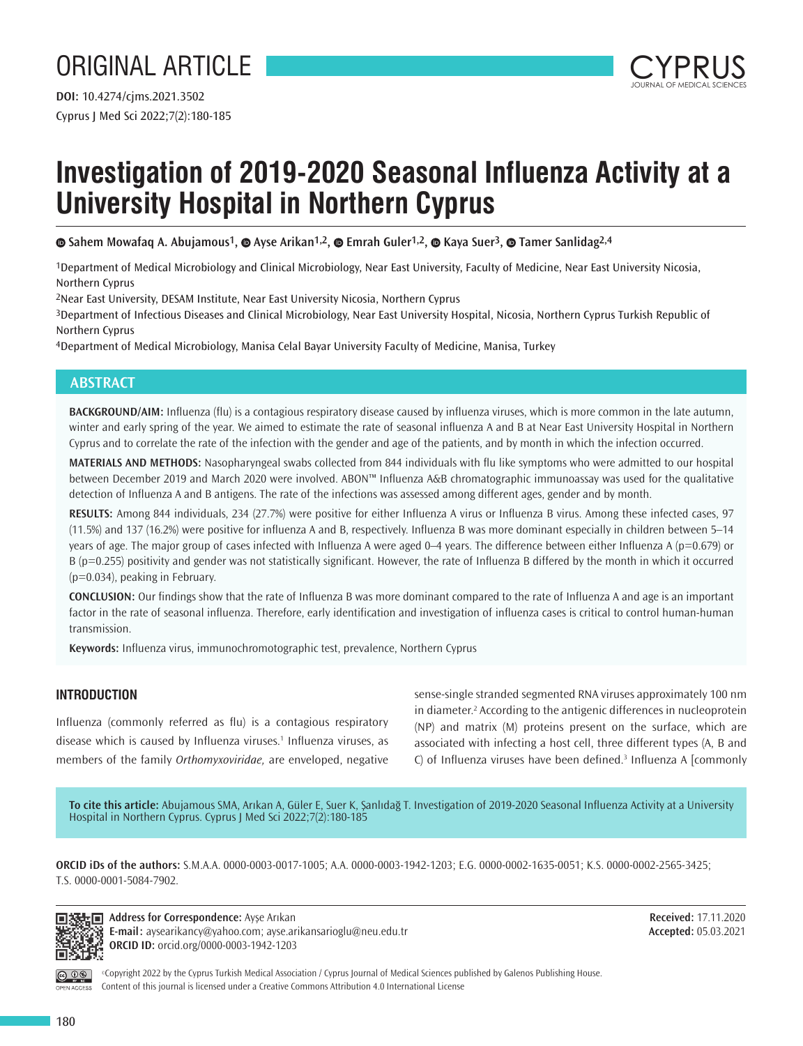ORIGINAL ARTICLE

**DOI:** 10.4274/cjms.2021.3502

# Investigation of 2019-2020 Seasonal Influenza Activity at a University Hospital in Northern Cyprus

**Sahem Mowafaq A. Abujamous[1], Ayse Arikan[1,2], Emrah Guler[1,2], Kaya Suer[3], Tamer Sanlidag[2,4]**

[1]Department of Medical Microbiology and Clinical Microbiology, Near East University, Faculty of Medicine, Near East University Nicosia, Northern Cyprus

[2]Near East University, DESAM Institute, Near East University Nicosia, Northern Cyprus

[3]Department of Infectious Diseases and Clinical Microbiology, Near East University Hospital, Nicosia, Northern Cyprus Turkish Republic of Northern Cyprus

[4]Department of Medical Microbiology, Manisa Celal Bayar University Faculty of Medicine, Manisa, Turkey

## ABSTRACT

**BACKGROUND/AIM:** Influenza (flu) is a contagious respiratory disease caused by influenza viruses, which is more common in the late autumn, winter and early spring of the year. We aimed to estimate the rate of seasonal influenza A and B at Near East University Hospital in Northern Cyprus and to correlate the rate of the infection with the gender and age of the patients, and by month in which the infection occurred.

**MATERIALS AND METHODS:** Nasopharyngeal swabs collected from 844 individuals with flu like symptoms who were admitted to our hospital between December 2019 and March 2020 were involved. ABON™ Influenza A&B chromatographic immunoassay was used for the qualitative detection of Influenza A and B antigens. The rate of the infections was assessed among different ages, gender and by month.

**RESULTS:** Among 844 individuals, 234 (27.7%) were positive for either Influenza A virus or Influenza B virus. Among these infected cases, 97 (11.5%) and 137 (16.2%) were positive for influenza A and B, respectively. Influenza B was more dominant especially in children between 5–14 years of age. The major group of cases infected with Influenza A were aged 0–4 years. The difference between either Influenza A ($p=0.679$) or B ($p=0.255$) positivity and gender was not statistically significant. However, the rate of Influenza B differed by the month in which it occurred ($p=0.034$), peaking in February.

**CONCLUSION:** Our findings show that the rate of Influenza B was more dominant compared to the rate of Influenza A and age is an important factor in the rate of seasonal influenza. Therefore, early identification and investigation of influenza cases is critical to control human-human transmission.

**Keywords:** Influenza virus, immunochromotographic test, prevalence, Northern Cyprus

## INTRODUCTION

Influenza (commonly referred as flu) is a contagious respiratory disease which is caused by Influenza viruses.[1] Influenza viruses, as members of the family *Orthomyxoviridae,* are enveloped, negative sense-single stranded segmented RNA viruses approximately 100 nm in diameter.[2] According to the antigenic differences in nucleoprotein (NP) and matrix (M) proteins present on the surface, which are associated with infecting a host cell, three different types (A, B and C) of Influenza viruses have been defined.[3] Influenza A [commonly

**To cite this article:** Abujamous SMA, Arıkan A, Güler E, Suer K, Şanlıdağ T. Investigation of 2019-2020 Seasonal Influenza Activity at a University Hospital in Northern Cyprus. Cyprus J Med Sci 2022;7(2):180-185

**ORCID iDs of the authors:** S.M.A.A. 0000-0003-0017-1005; A.A. 0000-0003-1942-1203; E.G. 0000-0002-1635-0051; K.S. 0000-0002-2565-3425; T.S. 0000-0001-5084-7902.

**Address for Correspondence:** Ayşe Arıkan
**E-mail:** aysearikancy@yahoo.com; ayse.arikansarioglu@neu.edu.tr
**ORCID ID:** orcid.org/0000-0003-1942-1203

**Received:** 17.11.2020
**Accepted:** 05.03.2021

©Copyright 2022 by the Cyprus Turkish Medical Association / Cyprus Journal of Medical Sciences published by Galenos Publishing House. Content of this journal is licensed under a Creative Commons Attribution 4.0 International License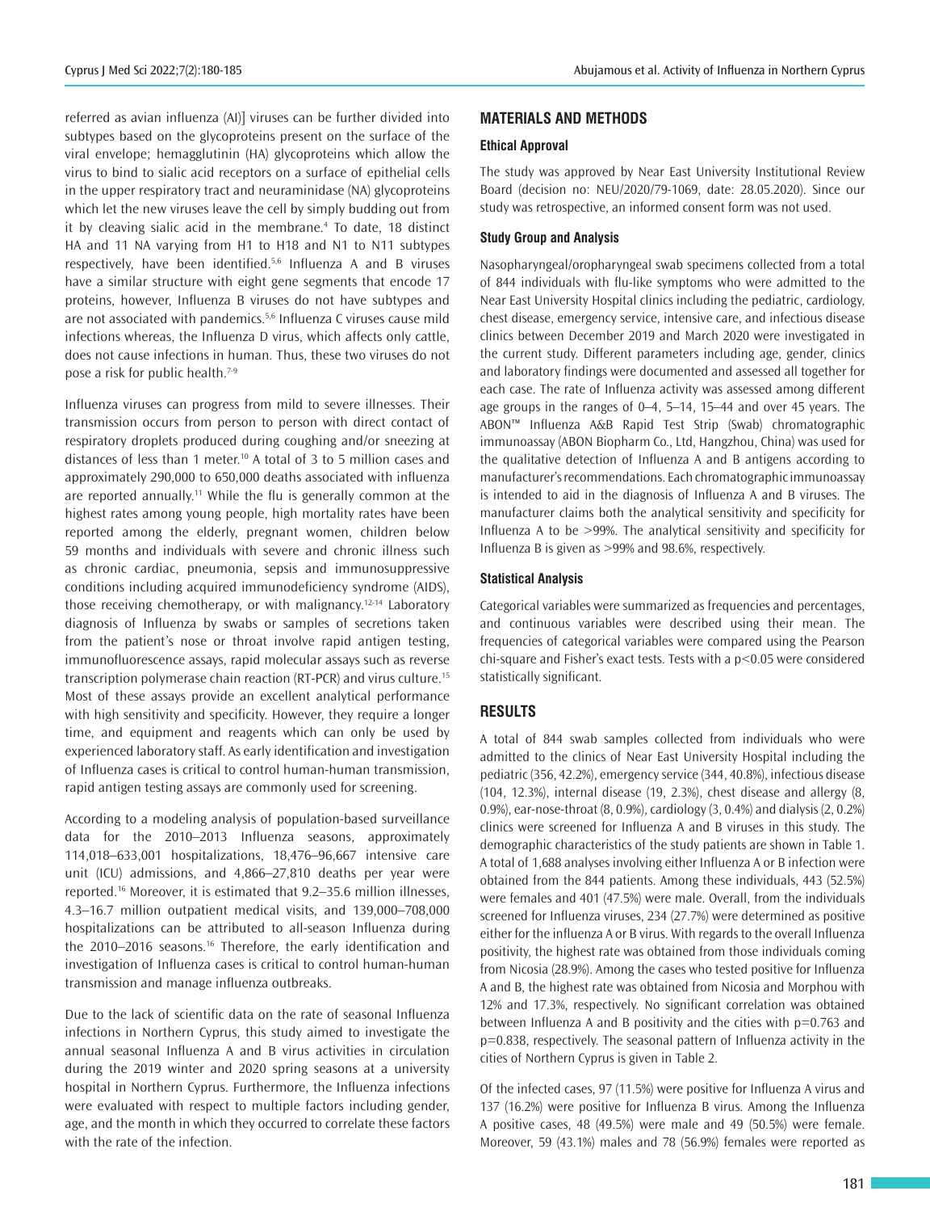referred as avian influenza (AI)] viruses can be further divided into subtypes based on the glycoproteins present on the surface of the viral envelope; hemagglutinin (HA) glycoproteins which allow the virus to bind to sialic acid receptors on a surface of epithelial cells in the upper respiratory tract and neuraminidase (NA) glycoproteins which let the new viruses leave the cell by simply budding out from it by cleaving sialic acid in the membrane.[4] To date, 18 distinct HA and 11 NA varying from H1 to H18 and N1 to N11 subtypes respectively, have been identified.[5,6] Influenza A and B viruses have a similar structure with eight gene segments that encode 17 proteins, however, Influenza B viruses do not have subtypes and are not associated with pandemics.[5,6] Influenza C viruses cause mild infections whereas, the Influenza D virus, which affects only cattle, does not cause infections in human. Thus, these two viruses do not pose a risk for public health.[7-9]

Influenza viruses can progress from mild to severe illnesses. Their transmission occurs from person to person with direct contact of respiratory droplets produced during coughing and/or sneezing at distances of less than 1 meter.[10] A total of 3 to 5 million cases and approximately 290,000 to 650,000 deaths associated with influenza are reported annually.[11] While the flu is generally common at the highest rates among young people, high mortality rates have been reported among the elderly, pregnant women, children below 59 months and individuals with severe and chronic illness such as chronic cardiac, pneumonia, sepsis and immunosuppressive conditions including acquired immunodeficiency syndrome (AIDS), those receiving chemotherapy, or with malignancy.[12-14] Laboratory diagnosis of Influenza by swabs or samples of secretions taken from the patient's nose or throat involve rapid antigen testing, immunofluorescence assays, rapid molecular assays such as reverse transcription polymerase chain reaction (RT-PCR) and virus culture.[15] Most of these assays provide an excellent analytical performance with high sensitivity and specificity. However, they require a longer time, and equipment and reagents which can only be used by experienced laboratory staff. As early identification and investigation of Influenza cases is critical to control human-human transmission, rapid antigen testing assays are commonly used for screening.

According to a modeling analysis of population-based surveillance data for the 2010–2013 Influenza seasons, approximately 114,018–633,001 hospitalizations, 18,476–96,667 intensive care unit (ICU) admissions, and 4,866–27,810 deaths per year were reported.[16] Moreover, it is estimated that 9.2–35.6 million illnesses, 4.3–16.7 million outpatient medical visits, and 139,000–708,000 hospitalizations can be attributed to all-season Influenza during the 2010–2016 seasons.[16] Therefore, the early identification and investigation of Influenza cases is critical to control human-human transmission and manage influenza outbreaks.

Due to the lack of scientific data on the rate of seasonal Influenza infections in Northern Cyprus, this study aimed to investigate the annual seasonal Influenza A and B virus activities in circulation during the 2019 winter and 2020 spring seasons at a university hospital in Northern Cyprus. Furthermore, the Influenza infections were evaluated with respect to multiple factors including gender, age, and the month in which they occurred to correlate these factors with the rate of the infection.

## MATERIALS AND METHODS

### Ethical Approval

The study was approved by Near East University Institutional Review Board (decision no: NEU/2020/79-1069, date: 28.05.2020). Since our study was retrospective, an informed consent form was not used.

### Study Group and Analysis

Nasopharyngeal/oropharyngeal swab specimens collected from a total of 844 individuals with flu-like symptoms who were admitted to the Near East University Hospital clinics including the pediatric, cardiology, chest disease, emergency service, intensive care, and infectious disease clinics between December 2019 and March 2020 were investigated in the current study. Different parameters including age, gender, clinics and laboratory findings were documented and assessed all together for each case. The rate of Influenza activity was assessed among different age groups in the ranges of 0–4, 5–14, 15–44 and over 45 years. The ABON™ Influenza A&B Rapid Test Strip (Swab) chromatographic immunoassay (ABON Biopharm Co., Ltd, Hangzhou, China) was used for the qualitative detection of Influenza A and B antigens according to manufacturer's recommendations. Each chromatographic immunoassay is intended to aid in the diagnosis of Influenza A and B viruses. The manufacturer claims both the analytical sensitivity and specificity for Influenza A to be >99%. The analytical sensitivity and specificity for Influenza B is given as >99% and 98.6%, respectively.

### Statistical Analysis

Categorical variables were summarized as frequencies and percentages, and continuous variables were described using their mean. The frequencies of categorical variables were compared using the Pearson chi-square and Fisher's exact tests. Tests with a $p<0.05$ were considered statistically significant.

## RESULTS

A total of 844 swab samples collected from individuals who were admitted to the clinics of Near East University Hospital including the pediatric (356, 42.2%), emergency service (344, 40.8%), infectious disease (104, 12.3%), internal disease (19, 2.3%), chest disease and allergy (8, 0.9%), ear-nose-throat (8, 0.9%), cardiology (3, 0.4%) and dialysis (2, 0.2%) clinics were screened for Influenza A and B viruses in this study. The demographic characteristics of the study patients are shown in Table 1. A total of 1,688 analyses involving either Influenza A or B infection were obtained from the 844 patients. Among these individuals, 443 (52.5%) were females and 401 (47.5%) were male. Overall, from the individuals screened for Influenza viruses, 234 (27.7%) were determined as positive either for the influenza A or B virus. With regards to the overall Influenza positivity, the highest rate was obtained from those individuals coming from Nicosia (28.9%). Among the cases who tested positive for Influenza A and B, the highest rate was obtained from Nicosia and Morphou with 12% and 17.3%, respectively. No significant correlation was obtained between Influenza A and B positivity and the cities with $p=0.763$ and $p=0.838$, respectively. The seasonal pattern of Influenza activity in the cities of Northern Cyprus is given in Table 2.

Of the infected cases, 97 (11.5%) were positive for Influenza A virus and 137 (16.2%) were positive for Influenza B virus. Among the Influenza A positive cases, 48 (49.5%) were male and 49 (50.5%) were female. Moreover, 59 (43.1%) males and 78 (56.9%) females were reported as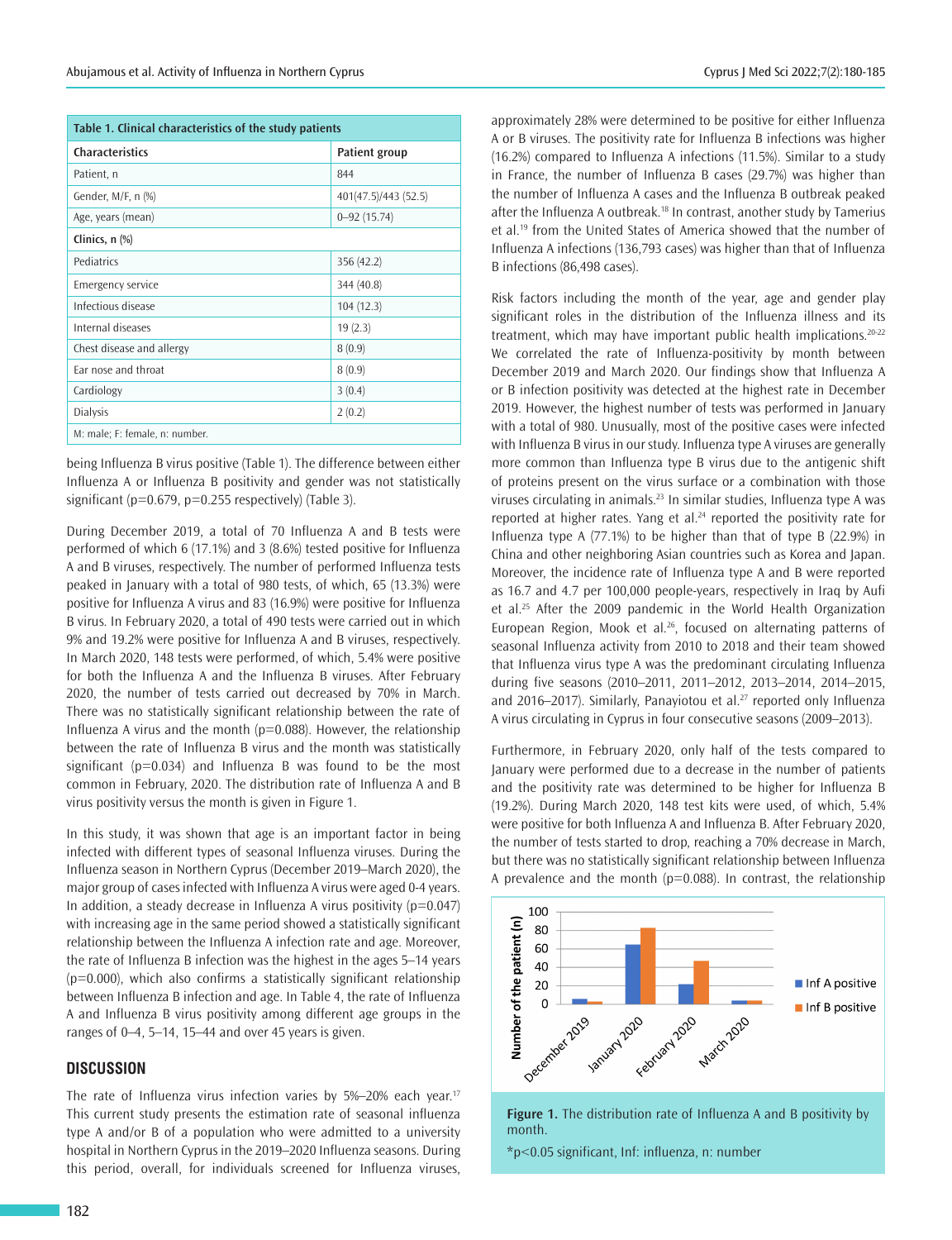| Table 1. Clinical characteristics of the study patients | |
|---|---|
| **Characteristics** | **Patient group** |
| Patient, n | 844 |
| Gender, M/F, n (%) | 401(47.5)/443 (52.5) |
| Age, years (mean) | 0–92 (15.74) |
| **Clinics, n (%)** | |
| Pediatrics | 356 (42.2) |
| Emergency service | 344 (40.8) |
| Infectious disease | 104 (12.3) |
| Internal diseases | 19 (2.3) |
| Chest disease and allergy | 8 (0.9) |
| Ear nose and throat | 8 (0.9) |
| Cardiology | 3 (0.4) |
| Dialysis | 2 (0.2) |

M: male; F: female, n: number.

being Influenza B virus positive (Table 1). The difference between either Influenza A or Influenza B positivity and gender was not statistically significant (p=0.679, p=0.255 respectively) (Table 3).

During December 2019, a total of 70 Influenza A and B tests were performed of which 6 (17.1%) and 3 (8.6%) tested positive for Influenza A and B viruses, respectively. The number of performed Influenza tests peaked in January with a total of 980 tests, of which, 65 (13.3%) were positive for Influenza A virus and 83 (16.9%) were positive for Influenza B virus. In February 2020, a total of 490 tests were carried out in which 9% and 19.2% were positive for Influenza A and B viruses, respectively. In March 2020, 148 tests were performed, of which, 5.4% were positive for both the Influenza A and the Influenza B viruses. After February 2020, the number of tests carried out decreased by 70% in March. There was no statistically significant relationship between the rate of Influenza A virus and the month (p=0.088). However, the relationship between the rate of Influenza B virus and the month was statistically significant (p=0.034) and Influenza B was found to be the most common in February, 2020. The distribution rate of Influenza A and B virus positivity versus the month is given in Figure 1.

In this study, it was shown that age is an important factor in being infected with different types of seasonal Influenza viruses. During the Influenza season in Northern Cyprus (December 2019–March 2020), the major group of cases infected with Influenza A virus were aged 0-4 years. In addition, a steady decrease in Influenza A virus positivity (p=0.047) with increasing age in the same period showed a statistically significant relationship between the Influenza A infection rate and age. Moreover, the rate of Influenza B infection was the highest in the ages 5–14 years (p=0.000), which also confirms a statistically significant relationship between Influenza B infection and age. In Table 4, the rate of Influenza A and Influenza B virus positivity among different age groups in the ranges of 0–4, 5–14, 15–44 and over 45 years is given.

## DISCUSSION

The rate of Influenza virus infection varies by 5%–20% each year.[17] This current study presents the estimation rate of seasonal influenza type A and/or B of a population who were admitted to a university hospital in Northern Cyprus in the 2019–2020 Influenza seasons. During this period, overall, for individuals screened for Influenza viruses, approximately 28% were determined to be positive for either Influenza A or B viruses. The positivity rate for Influenza B infections was higher (16.2%) compared to Influenza A infections (11.5%). Similar to a study in France, the number of Influenza B cases (29.7%) was higher than the number of Influenza A cases and the Influenza B outbreak peaked after the Influenza A outbreak.[18] In contrast, another study by Tamerius et al.[19] from the United States of America showed that the number of Influenza A infections (136,793 cases) was higher than that of Influenza B infections (86,498 cases).

Risk factors including the month of the year, age and gender play significant roles in the distribution of the Influenza illness and its treatment, which may have important public health implications.[20-22] We correlated the rate of Influenza-positivity by month between December 2019 and March 2020. Our findings show that Influenza A or B infection positivity was detected at the highest rate in December 2019. However, the highest number of tests was performed in January with a total of 980. Unusually, most of the positive cases were infected with Influenza B virus in our study. Influenza type A viruses are generally more common than Influenza type B virus due to the antigenic shift of proteins present on the virus surface or a combination with those viruses circulating in animals.[23] In similar studies, Influenza type A was reported at higher rates. Yang et al.[24] reported the positivity rate for Influenza type A (77.1%) to be higher than that of type B (22.9%) in China and other neighboring Asian countries such as Korea and Japan. Moreover, the incidence rate of Influenza type A and B were reported as 16.7 and 4.7 per 100,000 people-years, respectively in Iraq by Aufi et al.[25] After the 2009 pandemic in the World Health Organization European Region, Mook et al.[26], focused on alternating patterns of seasonal Influenza activity from 2010 to 2018 and their team showed that Influenza virus type A was the predominant circulating Influenza during five seasons (2010–2011, 2011–2012, 2013–2014, 2014–2015, and 2016–2017). Similarly, Panayiotou et al.[27] reported only Influenza A virus circulating in Cyprus in four consecutive seasons (2009–2013).

Furthermore, in February 2020, only half of the tests compared to January were performed due to a decrease in the number of patients and the positivity rate was determined to be higher for Influenza B (19.2%). During March 2020, 148 test kits were used, of which, 5.4% were positive for both Influenza A and Influenza B. After February 2020, the number of tests started to drop, reaching a 70% decrease in March, but there was no statistically significant relationship between Influenza A prevalence and the month (p=0.088). In contrast, the relationship

Figure 1. The distribution rate of Influenza A and B positivity by month.

*p<0.05 significant, Inf: influenza, n: number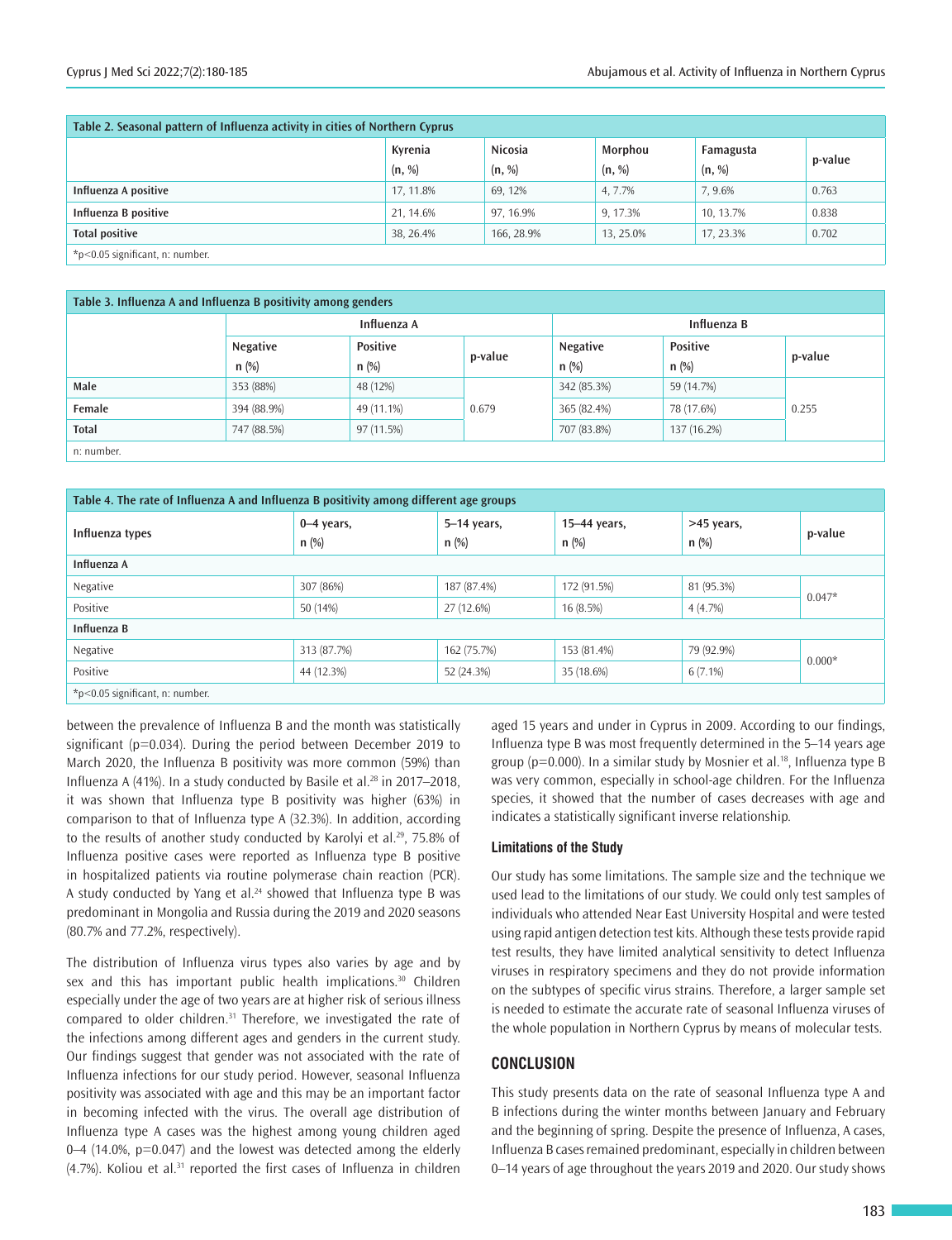**Table 2. Seasonal pattern of Influenza activity in cities of Northern Cyprus**

| | Kyrenia (n, %) | Nicosia (n, %) | Morphou (n, %) | Famagusta (n, %) | p-value |
|---|---|---|---|---|---|
| **Influenza A positive** | 17, 11.8% | 69, 12% | 4, 7.7% | 7, 9.6% | 0.763 |
| **Influenza B positive** | 21, 14.6% | 97, 16.9% | 9, 17.3% | 10, 13.7% | 0.838 |
| **Total positive** | 38, 26.4% | 166, 28.9% | 13, 25.0% | 17, 23.3% | 0.702 |

*p<0.05 significant, n: number.

**Table 3. Influenza A and Influenza B positivity among genders**

| | Influenza A | | | Influenza B | | |
|---|---|---|---|---|---|---|
| | Negative n (%) | Positive n (%) | p-value | Negative n (%) | Positive n (%) | p-value |
| **Male** | 353 (88%) | 48 (12%) | 0.679 | 342 (85.3%) | 59 (14.7%) | 0.255 |
| **Female** | 394 (88.9%) | 49 (11.1%) | | 365 (82.4%) | 78 (17.6%) | |
| **Total** | 747 (88.5%) | 97 (11.5%) | | 707 (83.8%) | 137 (16.2%) | |

n: number.

**Table 4. The rate of Influenza A and Influenza B positivity among different age groups**

| Influenza types | 0–4 years, n (%) | 5–14 years, n (%) | 15–44 years, n (%) | >45 years, n (%) | p-value |
|---|---|---|---|---|---|
| **Influenza A** | | | | | |
| Negative | 307 (86%) | 187 (87.4%) | 172 (91.5%) | 81 (95.3%) | 0.047* |
| Positive | 50 (14%) | 27 (12.6%) | 16 (8.5%) | 4 (4.7%) | |
| **Influenza B** | | | | | |
| Negative | 313 (87.7%) | 162 (75.7%) | 153 (81.4%) | 79 (92.9%) | 0.000* |
| Positive | 44 (12.3%) | 52 (24.3%) | 35 (18.6%) | 6 (7.1%) | |

*p<0.05 significant, n: number.

between the prevalence of Influenza B and the month was statistically significant (p=0.034). During the period between December 2019 to March 2020, the Influenza B positivity was more common (59%) than Influenza A (41%). In a study conducted by Basile et al.[28] in 2017–2018, it was shown that Influenza type B positivity was higher (63%) in comparison to that of Influenza type A (32.3%). In addition, according to the results of another study conducted by Karolyi et al.[29], 75.8% of Influenza positive cases were reported as Influenza type B positive in hospitalized patients via routine polymerase chain reaction (PCR). A study conducted by Yang et al.[24] showed that Influenza type B was predominant in Mongolia and Russia during the 2019 and 2020 seasons (80.7% and 77.2%, respectively).

The distribution of Influenza virus types also varies by age and by sex and this has important public health implications.[30] Children especially under the age of two years are at higher risk of serious illness compared to older children.[31] Therefore, we investigated the rate of the infections among different ages and genders in the current study. Our findings suggest that gender was not associated with the rate of Influenza infections for our study period. However, seasonal Influenza positivity was associated with age and this may be an important factor in becoming infected with the virus. The overall age distribution of Influenza type A cases was the highest among young children aged 0–4 (14.0%, p=0.047) and the lowest was detected among the elderly (4.7%). Koliou et al.[31] reported the first cases of Influenza in children aged 15 years and under in Cyprus in 2009. According to our findings, Influenza type B was most frequently determined in the 5–14 years age group (p=0.000). In a similar study by Mosnier et al.[18], Influenza type B was very common, especially in school-age children. For the Influenza species, it showed that the number of cases decreases with age and indicates a statistically significant inverse relationship.

### Limitations of the Study

Our study has some limitations. The sample size and the technique we used lead to the limitations of our study. We could only test samples of individuals who attended Near East University Hospital and were tested using rapid antigen detection test kits. Although these tests provide rapid test results, they have limited analytical sensitivity to detect Influenza viruses in respiratory specimens and they do not provide information on the subtypes of specific virus strains. Therefore, a larger sample set is needed to estimate the accurate rate of seasonal Influenza viruses of the whole population in Northern Cyprus by means of molecular tests.

## CONCLUSION

This study presents data on the rate of seasonal Influenza type A and B infections during the winter months between January and February and the beginning of spring. Despite the presence of Influenza, A cases, Influenza B cases remained predominant, especially in children between 0–14 years of age throughout the years 2019 and 2020. Our study shows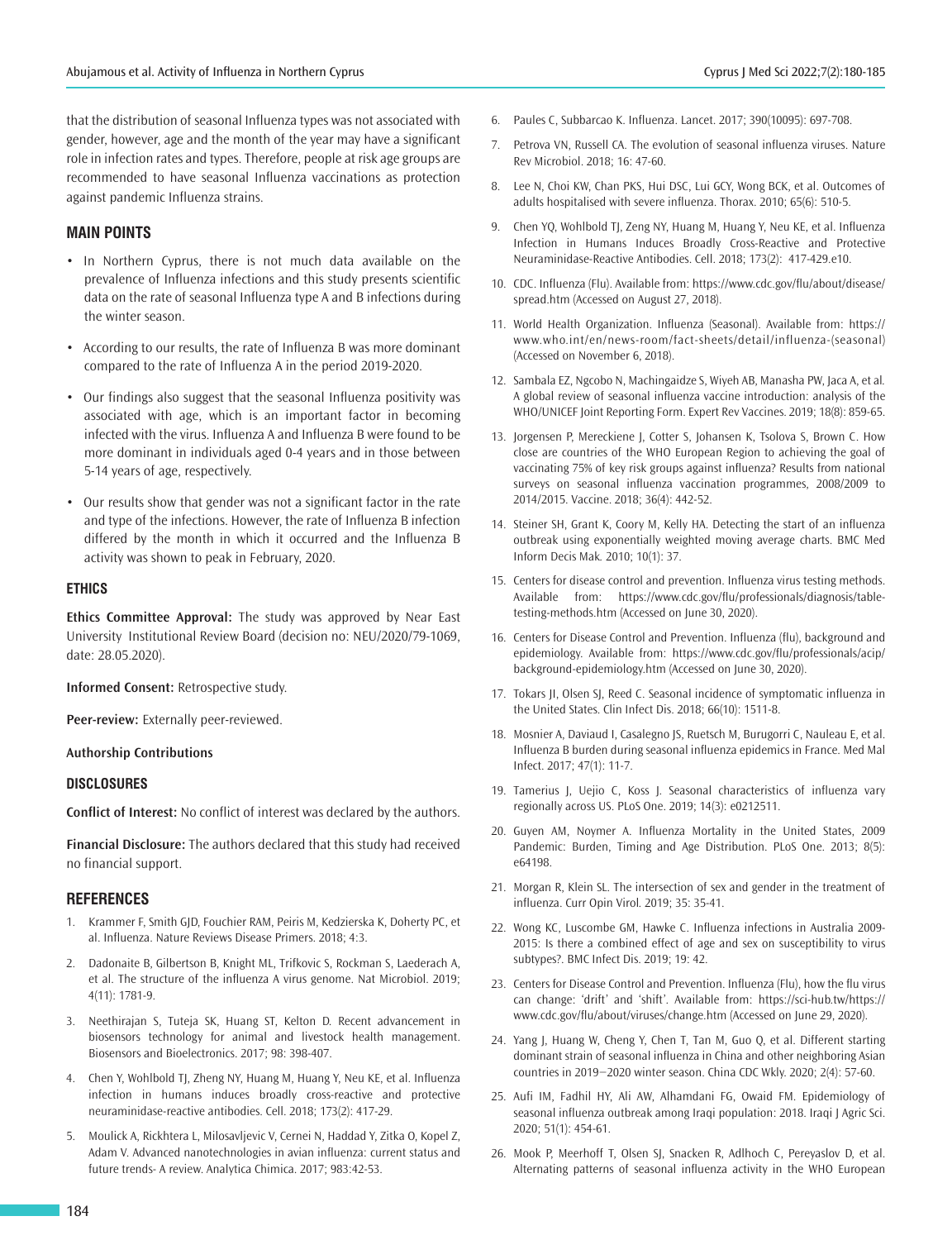that the distribution of seasonal Influenza types was not associated with gender, however, age and the month of the year may have a significant role in infection rates and types. Therefore, people at risk age groups are recommended to have seasonal Influenza vaccinations as protection against pandemic Influenza strains.

## MAIN POINTS

- In Northern Cyprus, there is not much data available on the prevalence of Influenza infections and this study presents scientific data on the rate of seasonal Influenza type A and B infections during the winter season.
- According to our results, the rate of Influenza B was more dominant compared to the rate of Influenza A in the period 2019-2020.
- Our findings also suggest that the seasonal Influenza positivity was associated with age, which is an important factor in becoming infected with the virus. Influenza A and Influenza B were found to be more dominant in individuals aged 0-4 years and in those between 5-14 years of age, respectively.
- Our results show that gender was not a significant factor in the rate and type of the infections. However, the rate of Influenza B infection differed by the month in which it occurred and the Influenza B activity was shown to peak in February, 2020.

### ETHICS

**Ethics Committee Approval:** The study was approved by Near East University Institutional Review Board (decision no: NEU/2020/79-1069, date: 28.05.2020).

**Informed Consent:** Retrospective study.

**Peer-review:** Externally peer-reviewed.

**Authorship Contributions**

### DISCLOSURES

**Conflict of Interest:** No conflict of interest was declared by the authors.

**Financial Disclosure:** The authors declared that this study had received no financial support.

## REFERENCES

1. Krammer F, Smith GJD, Fouchier RAM, Peiris M, Kedzierska K, Doherty PC, et al. Influenza. Nature Reviews Disease Primers. 2018; 4:3.
2. Dadonaite B, Gilbertson B, Knight ML, Trifkovic S, Rockman S, Laederach A, et al. The structure of the influenza A virus genome. Nat Microbiol. 2019; 4(11): 1781-9.
3. Neethirajan S, Tuteja SK, Huang ST, Kelton D. Recent advancement in biosensors technology for animal and livestock health management. Biosensors and Bioelectronics. 2017; 98: 398-407.
4. Chen Y, Wohlbold TJ, Zheng NY, Huang M, Huang Y, Neu KE, et al. Influenza infection in humans induces broadly cross-reactive and protective neuraminidase-reactive antibodies. Cell. 2018; 173(2): 417-29.
5. Moulick A, Rickhtera L, Milosavljevic V, Cernei N, Haddad Y, Zitka O, Kopel Z, Adam V. Advanced nanotechnologies in avian influenza: current status and future trends- A review. Analytica Chimica. 2017; 983:42-53.
6. Paules C, Subbarcao K. Influenza. Lancet. 2017; 390(10095): 697-708.
7. Petrova VN, Russell CA. The evolution of seasonal influenza viruses. Nature Rev Microbiol. 2018; 16: 47-60.
8. Lee N, Choi KW, Chan PKS, Hui DSC, Lui GCY, Wong BCK, et al. Outcomes of adults hospitalised with severe influenza. Thorax. 2010; 65(6): 510-5.
9. Chen YQ, Wohlbold TJ, Zeng NY, Huang M, Huang Y, Neu KE, et al. Influenza Infection in Humans Induces Broadly Cross-Reactive and Protective Neuraminidase-Reactive Antibodies. Cell. 2018; 173(2): 417-429.e10.
10. CDC. Influenza (Flu). Available from: https://www.cdc.gov/flu/about/disease/spread.htm (Accessed on August 27, 2018).
11. World Health Organization. Influenza (Seasonal). Available from: https://www.who.int/en/news-room/fact-sheets/detail/influenza-(seasonal) (Accessed on November 6, 2018).
12. Sambala EZ, Ngcobo N, Machingaidze S, Wiyeh AB, Manasha PW, Jaca A, et al. A global review of seasonal influenza vaccine introduction: analysis of the WHO/UNICEF Joint Reporting Form. Expert Rev Vaccines. 2019; 18(8): 859-65.
13. Jorgensen P, Mereckiene J, Cotter S, Johansen K, Tsolova S, Brown C. How close are countries of the WHO European Region to achieving the goal of vaccinating 75% of key risk groups against influenza? Results from national surveys on seasonal influenza vaccination programmes, 2008/2009 to 2014/2015. Vaccine. 2018; 36(4): 442-52.
14. Steiner SH, Grant K, Coory M, Kelly HA. Detecting the start of an influenza outbreak using exponentially weighted moving average charts. BMC Med Inform Decis Mak. 2010; 10(1): 37.
15. Centers for disease control and prevention. Influenza virus testing methods. Available from: https://www.cdc.gov/flu/professionals/diagnosis/table-testing-methods.htm (Accessed on June 30, 2020).
16. Centers for Disease Control and Prevention. Influenza (flu), background and epidemiology. Available from: https://www.cdc.gov/flu/professionals/acip/background-epidemiology.htm (Accessed on June 30, 2020).
17. Tokars JI, Olsen SJ, Reed C. Seasonal incidence of symptomatic influenza in the United States. Clin Infect Dis. 2018; 66(10): 1511-8.
18. Mosnier A, Daviaud I, Casalegno JS, Ruetsch M, Burugorri C, Nauleau E, et al. Influenza B burden during seasonal influenza epidemics in France. Med Mal Infect. 2017; 47(1): 11-7.
19. Tamerius J, Uejio C, Koss J. Seasonal characteristics of influenza vary regionally across US. PLoS One. 2019; 14(3): e0212511.
20. Guyen AM, Noymer A. Influenza Mortality in the United States, 2009 Pandemic: Burden, Timing and Age Distribution. PLoS One. 2013; 8(5): e64198.
21. Morgan R, Klein SL. The intersection of sex and gender in the treatment of influenza. Curr Opin Virol. 2019; 35: 35-41.
22. Wong KC, Luscombe GM, Hawke C. Influenza infections in Australia 2009-2015: Is there a combined effect of age and sex on susceptibility to virus subtypes?. BMC Infect Dis. 2019; 19: 42.
23. Centers for Disease Control and Prevention. Influenza (Flu), how the flu virus can change: 'drift' and 'shift'. Available from: https://sci-hub.tw/https://www.cdc.gov/flu/about/viruses/change.htm (Accessed on June 29, 2020).
24. Yang J, Huang W, Cheng Y, Chen T, Tan M, Guo Q, et al. Different starting dominant strain of seasonal influenza in China and other neighboring Asian countries in 2019−2020 winter season. China CDC Wkly. 2020; 2(4): 57-60.
25. Aufi IM, Fadhil HY, Ali AW, Alhamdani FG, Owaid FM. Epidemiology of seasonal influenza outbreak among Iraqi population: 2018. Iraqi J Agric Sci. 2020; 51(1): 454-61.
26. Mook P, Meerhoff T, Olsen SJ, Snacken R, Adlhoch C, Pereyaslov D, et al. Alternating patterns of seasonal influenza activity in the WHO European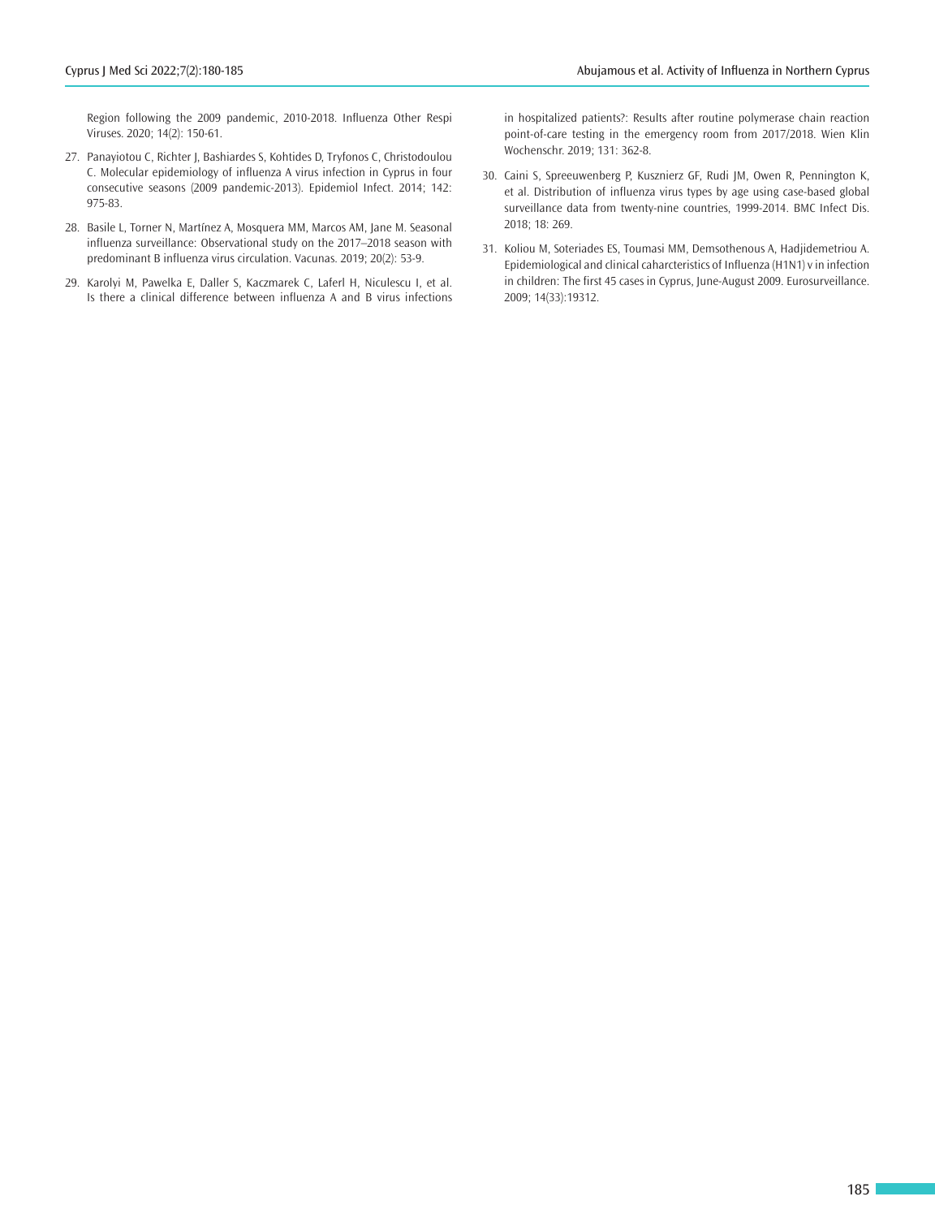Region following the 2009 pandemic, 2010-2018. Influenza Other Respi Viruses. 2020; 14(2): 150-61.

27. Panayiotou C, Richter J, Bashiardes S, Kohtides D, Tryfonos C, Christodoulou C. Molecular epidemiology of influenza A virus infection in Cyprus in four consecutive seasons (2009 pandemic-2013). Epidemiol Infect. 2014; 142: 975-83.

28. Basile L, Torner N, Martínez A, Mosquera MM, Marcos AM, Jane M. Seasonal influenza surveillance: Observational study on the 2017–2018 season with predominant B influenza virus circulation. Vacunas. 2019; 20(2): 53-9.

29. Karolyi M, Pawelka E, Daller S, Kaczmarek C, Laferl H, Niculescu I, et al. Is there a clinical difference between influenza A and B virus infections in hospitalized patients?: Results after routine polymerase chain reaction point-of-care testing in the emergency room from 2017/2018. Wien Klin Wochenschr. 2019; 131: 362-8.

30. Caini S, Spreeuwenberg P, Kusznierz GF, Rudi JM, Owen R, Pennington K, et al. Distribution of influenza virus types by age using case-based global surveillance data from twenty-nine countries, 1999-2014. BMC Infect Dis. 2018; 18: 269.

31. Koliou M, Soteriades ES, Toumasi MM, Demsothenous A, Hadjidemetriou A. Epidemiological and clinical caharcteristics of Influenza (H1N1) v in infection in children: The first 45 cases in Cyprus, June-August 2009. Eurosurveillance. 2009; 14(33):19312.